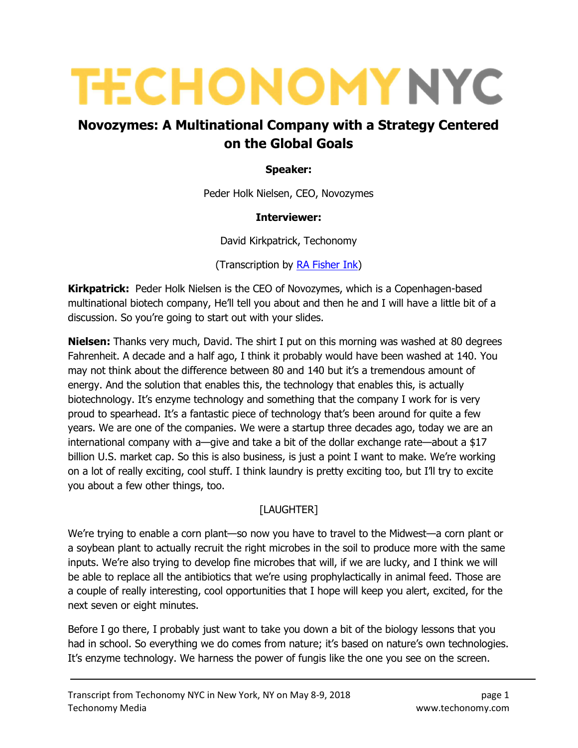# TECHONOMY NYC

## Novozymes: A Multinational Company with a Strategy Centered on the Global Goals

**Speaker:**

Peder Holk Nielsen, CEO, Novozymes

**Interviewer:**

David Kirkpatrick, Techonomy

(Transcription by RA Fisher Ink)

**Kirkpatrick:** Peder Holk Nielsen is the CEO of Novozymes, which is a Copenhagen-based multinational biotech company, He'll tell you about and then he and I will have a little bit of a discussion. So you're going to start out with your slides.

**Nielsen:** Thanks very much, David. The shirt I put on this morning was washed at 80 degrees Fahrenheit. A decade and a half ago, I think it probably would have been washed at 140. You may not think about the difference between 80 and 140 but it's a tremendous amount of energy. And the solution that enables this, the technology that enables this, is actually biotechnology. It's enzyme technology and something that the company I work for is very proud to spearhead. It's a fantastic piece of technology that's been around for quite a few years. We are one of the companies. We were a startup three decades ago, today we are an international company with a—give and take a bit of the dollar exchange rate—about a $17 billion U.S. market cap. So this is also business, is just a point I want to make. We're working on a lot of really exciting, cool stuff. I think laundry is pretty exciting too, but I'll try to excite you about a few other things, too.

[LAUGHTER]

We're trying to enable a corn plant—so now you have to travel to the Midwest—a corn plant or a soybean plant to actually recruit the right microbes in the soil to produce more with the same inputs. We're also trying to develop fine microbes that will, if we are lucky, and I think we will be able to replace all the antibiotics that we're using prophylactically in animal feed. Those are a couple of really interesting, cool opportunities that I hope will keep you alert, excited, for the next seven or eight minutes.

Before I go there, I probably just want to take you down a bit of the biology lessons that you had in school. So everything we do comes from nature; it's based on nature's own technologies. It's enzyme technology. We harness the power of fungis like the one you see on the screen.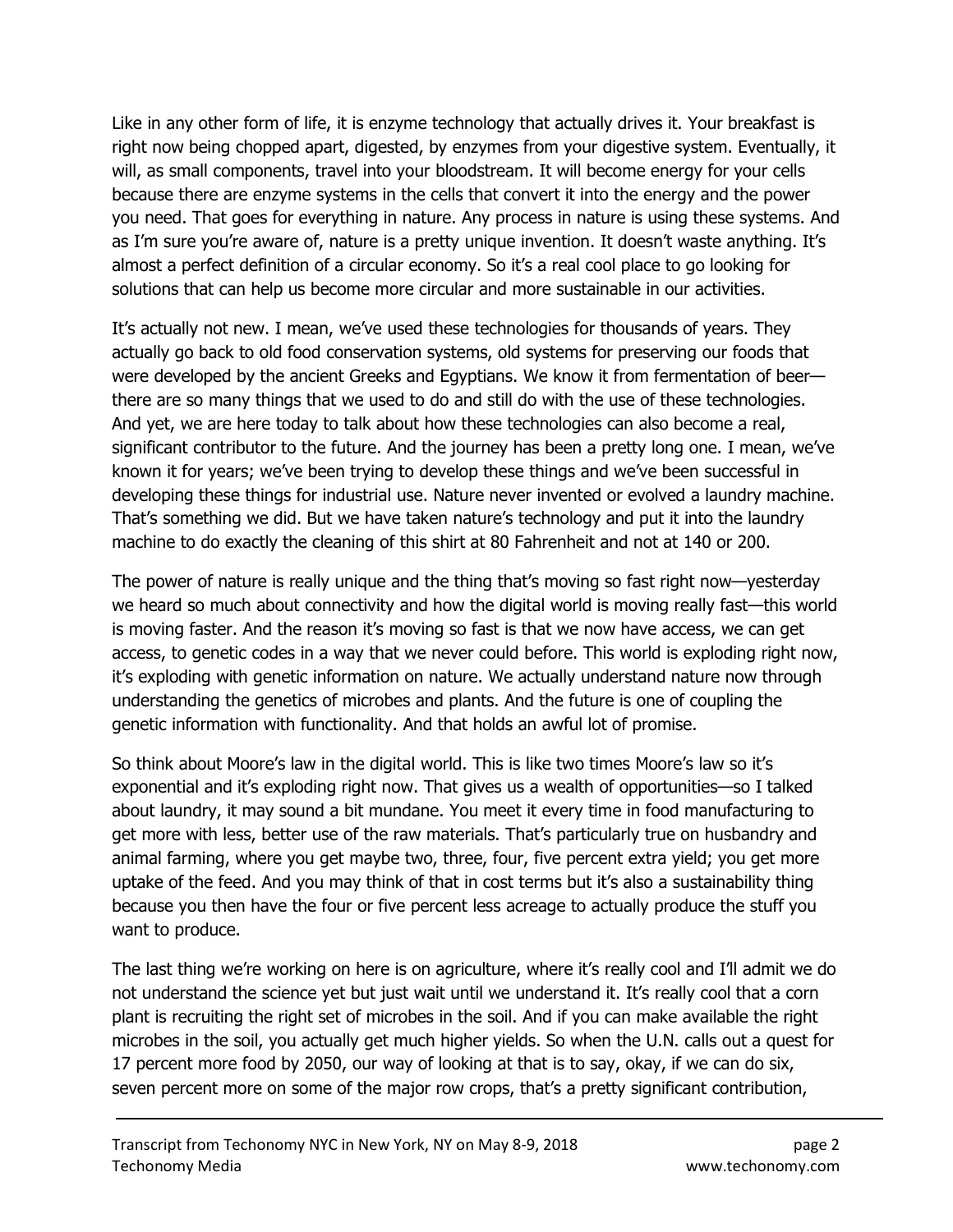Like in any other form of life, it is enzyme technology that actually drives it. Your breakfast is right now being chopped apart, digested, by enzymes from your digestive system. Eventually, it will, as small components, travel into your bloodstream. It will become energy for your cells because there are enzyme systems in the cells that convert it into the energy and the power you need. That goes for everything in nature. Any process in nature is using these systems. And as I'm sure you're aware of, nature is a pretty unique invention. It doesn't waste anything. It's almost a perfect definition of a circular economy. So it's a real cool place to go looking for solutions that can help us become more circular and more sustainable in our activities.

It's actually not new. I mean, we've used these technologies for thousands of years. They actually go back to old food conservation systems, old systems for preserving our foods that were developed by the ancient Greeks and Egyptians. We know it from fermentation of beer—there are so many things that we used to do and still do with the use of these technologies. And yet, we are here today to talk about how these technologies can also become a real, significant contributor to the future. And the journey has been a pretty long one. I mean, we've known it for years; we've been trying to develop these things and we've been successful in developing these things for industrial use. Nature never invented or evolved a laundry machine. That's something we did. But we have taken nature's technology and put it into the laundry machine to do exactly the cleaning of this shirt at 80 Fahrenheit and not at 140 or 200.

The power of nature is really unique and the thing that's moving so fast right now—yesterday we heard so much about connectivity and how the digital world is moving really fast—this world is moving faster. And the reason it's moving so fast is that we now have access, we can get access, to genetic codes in a way that we never could before. This world is exploding right now, it's exploding with genetic information on nature. We actually understand nature now through understanding the genetics of microbes and plants. And the future is one of coupling the genetic information with functionality. And that holds an awful lot of promise.

So think about Moore's law in the digital world. This is like two times Moore's law so it's exponential and it's exploding right now. That gives us a wealth of opportunities—so I talked about laundry, it may sound a bit mundane. You meet it every time in food manufacturing to get more with less, better use of the raw materials. That's particularly true on husbandry and animal farming, where you get maybe two, three, four, five percent extra yield; you get more uptake of the feed. And you may think of that in cost terms but it's also a sustainability thing because you then have the four or five percent less acreage to actually produce the stuff you want to produce.

The last thing we're working on here is on agriculture, where it's really cool and I'll admit we do not understand the science yet but just wait until we understand it. It's really cool that a corn plant is recruiting the right set of microbes in the soil. And if you can make available the right microbes in the soil, you actually get much higher yields. So when the U.N. calls out a quest for 17 percent more food by 2050, our way of looking at that is to say, okay, if we can do six, seven percent more on some of the major row crops, that's a pretty significant contribution,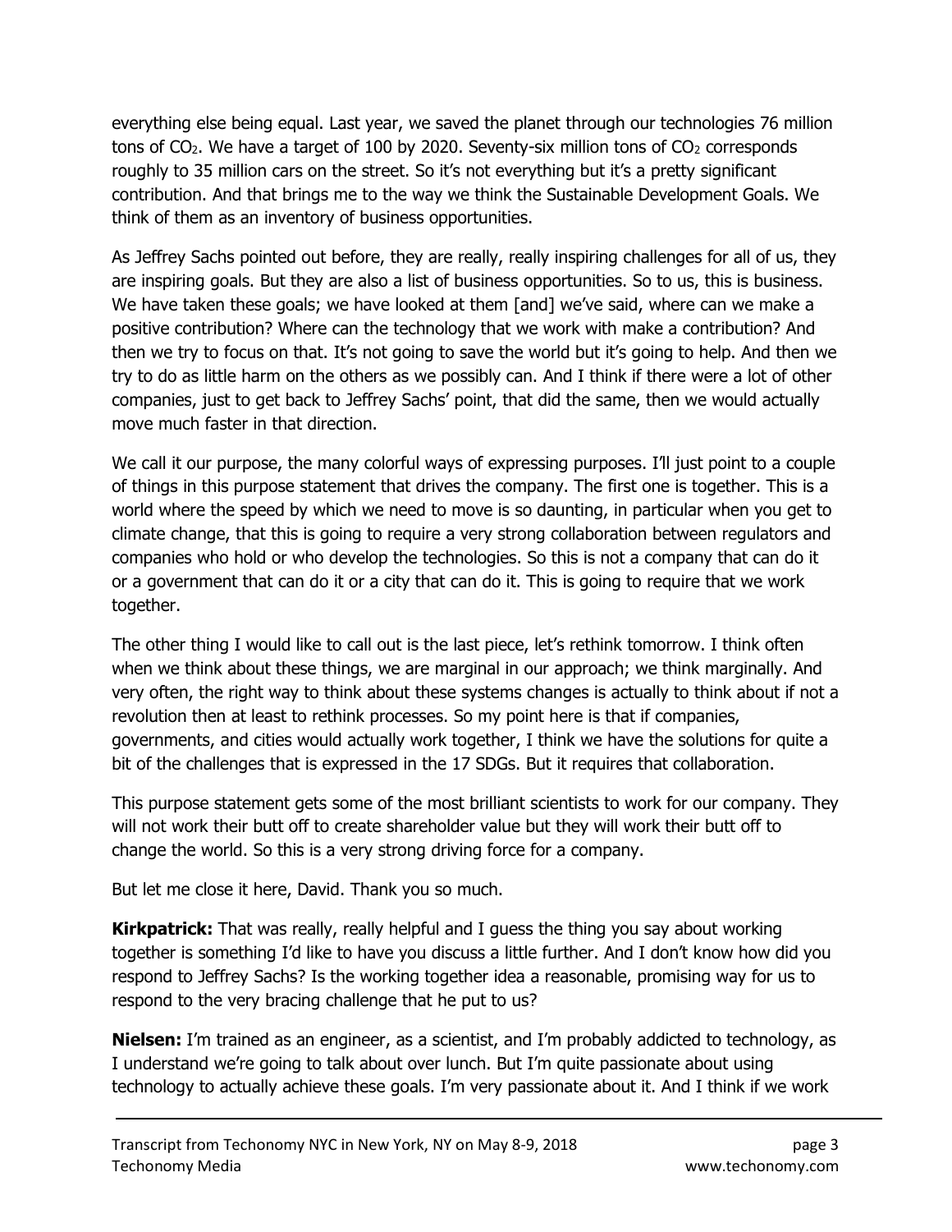everything else being equal. Last year, we saved the planet through our technologies 76 million tons of $CO_2$. We have a target of 100 by 2020. Seventy-six million tons of $CO_2$ corresponds roughly to 35 million cars on the street. So it's not everything but it's a pretty significant contribution. And that brings me to the way we think the Sustainable Development Goals. We think of them as an inventory of business opportunities.

As Jeffrey Sachs pointed out before, they are really, really inspiring challenges for all of us, they are inspiring goals. But they are also a list of business opportunities. So to us, this is business. We have taken these goals; we have looked at them [and] we've said, where can we make a positive contribution? Where can the technology that we work with make a contribution? And then we try to focus on that. It's not going to save the world but it's going to help. And then we try to do as little harm on the others as we possibly can. And I think if there were a lot of other companies, just to get back to Jeffrey Sachs' point, that did the same, then we would actually move much faster in that direction.

We call it our purpose, the many colorful ways of expressing purposes. I'll just point to a couple of things in this purpose statement that drives the company. The first one is together. This is a world where the speed by which we need to move is so daunting, in particular when you get to climate change, that this is going to require a very strong collaboration between regulators and companies who hold or who develop the technologies. So this is not a company that can do it or a government that can do it or a city that can do it. This is going to require that we work together.

The other thing I would like to call out is the last piece, let's rethink tomorrow. I think often when we think about these things, we are marginal in our approach; we think marginally. And very often, the right way to think about these systems changes is actually to think about if not a revolution then at least to rethink processes. So my point here is that if companies, governments, and cities would actually work together, I think we have the solutions for quite a bit of the challenges that is expressed in the 17 SDGs. But it requires that collaboration.

This purpose statement gets some of the most brilliant scientists to work for our company. They will not work their butt off to create shareholder value but they will work their butt off to change the world. So this is a very strong driving force for a company.

But let me close it here, David. Thank you so much.

**Kirkpatrick:** That was really, really helpful and I guess the thing you say about working together is something I'd like to have you discuss a little further. And I don't know how did you respond to Jeffrey Sachs? Is the working together idea a reasonable, promising way for us to respond to the very bracing challenge that he put to us?

**Nielsen:** I'm trained as an engineer, as a scientist, and I'm probably addicted to technology, as I understand we're going to talk about over lunch. But I'm quite passionate about using technology to actually achieve these goals. I'm very passionate about it. And I think if we work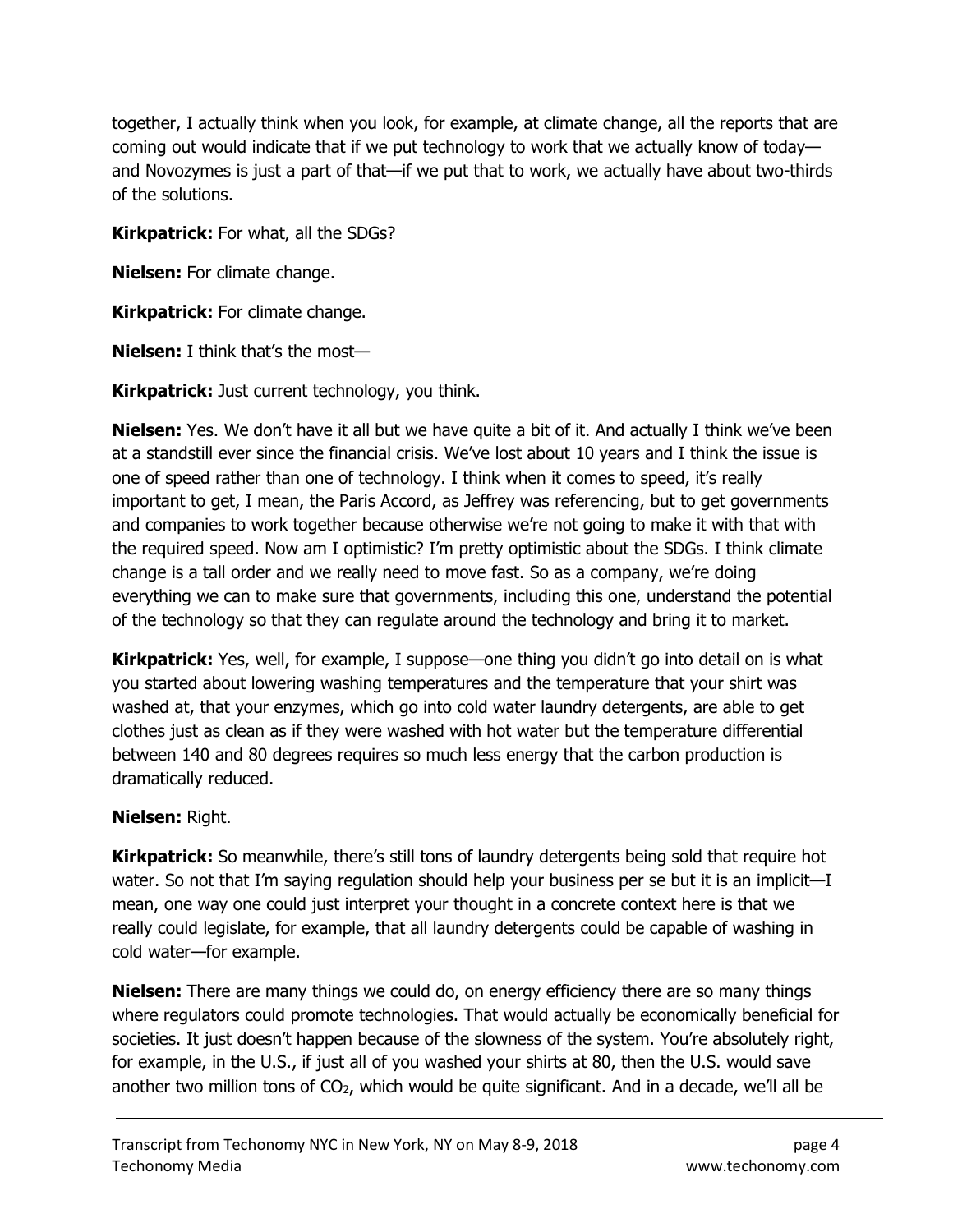together, I actually think when you look, for example, at climate change, all the reports that are coming out would indicate that if we put technology to work that we actually know of today—and Novozymes is just a part of that—if we put that to work, we actually have about two-thirds of the solutions.

**Kirkpatrick:** For what, all the SDGs?

**Nielsen:** For climate change.

**Kirkpatrick:** For climate change.

**Nielsen:** I think that's the most—

**Kirkpatrick:** Just current technology, you think.

**Nielsen:** Yes. We don't have it all but we have quite a bit of it. And actually I think we've been at a standstill ever since the financial crisis. We've lost about 10 years and I think the issue is one of speed rather than one of technology. I think when it comes to speed, it's really important to get, I mean, the Paris Accord, as Jeffrey was referencing, but to get governments and companies to work together because otherwise we're not going to make it with that with the required speed. Now am I optimistic? I'm pretty optimistic about the SDGs. I think climate change is a tall order and we really need to move fast. So as a company, we're doing everything we can to make sure that governments, including this one, understand the potential of the technology so that they can regulate around the technology and bring it to market.

**Kirkpatrick:** Yes, well, for example, I suppose—one thing you didn't go into detail on is what you started about lowering washing temperatures and the temperature that your shirt was washed at, that your enzymes, which go into cold water laundry detergents, are able to get clothes just as clean as if they were washed with hot water but the temperature differential between 140 and 80 degrees requires so much less energy that the carbon production is dramatically reduced.

**Nielsen:** Right.

**Kirkpatrick:** So meanwhile, there's still tons of laundry detergents being sold that require hot water. So not that I'm saying regulation should help your business per se but it is an implicit—I mean, one way one could just interpret your thought in a concrete context here is that we really could legislate, for example, that all laundry detergents could be capable of washing in cold water—for example.

**Nielsen:** There are many things we could do, on energy efficiency there are so many things where regulators could promote technologies. That would actually be economically beneficial for societies. It just doesn't happen because of the slowness of the system. You're absolutely right, for example, in the U.S., if just all of you washed your shirts at 80, then the U.S. would save another two million tons of $CO_2$, which would be quite significant. And in a decade, we'll all be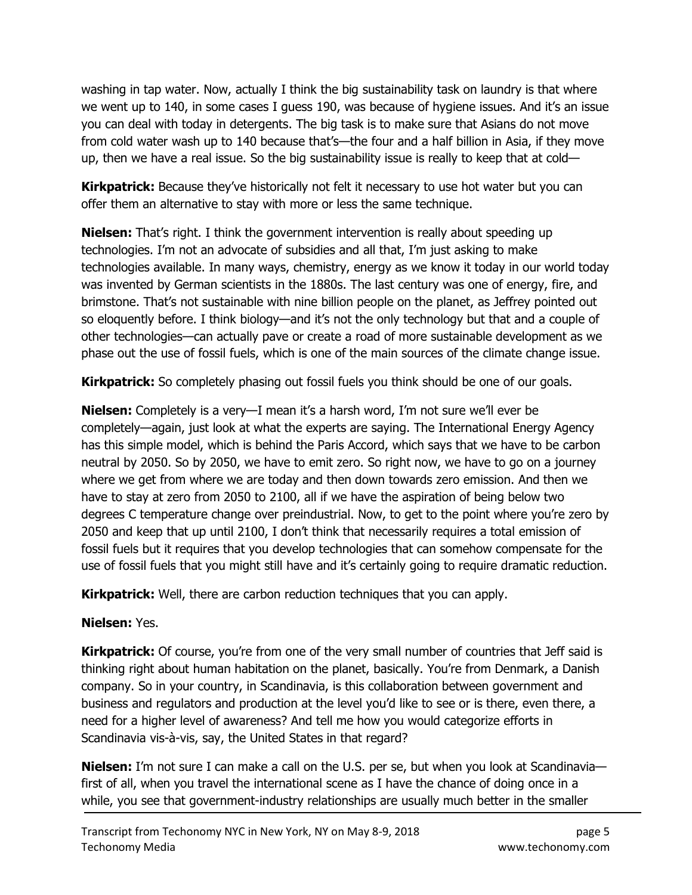washing in tap water. Now, actually I think the big sustainability task on laundry is that where we went up to 140, in some cases I guess 190, was because of hygiene issues. And it's an issue you can deal with today in detergents. The big task is to make sure that Asians do not move from cold water wash up to 140 because that's—the four and a half billion in Asia, if they move up, then we have a real issue. So the big sustainability issue is really to keep that at cold—

**Kirkpatrick:** Because they've historically not felt it necessary to use hot water but you can offer them an alternative to stay with more or less the same technique.

**Nielsen:** That's right. I think the government intervention is really about speeding up technologies. I'm not an advocate of subsidies and all that, I'm just asking to make technologies available. In many ways, chemistry, energy as we know it today in our world today was invented by German scientists in the 1880s. The last century was one of energy, fire, and brimstone. That's not sustainable with nine billion people on the planet, as Jeffrey pointed out so eloquently before. I think biology—and it's not the only technology but that and a couple of other technologies—can actually pave or create a road of more sustainable development as we phase out the use of fossil fuels, which is one of the main sources of the climate change issue.

**Kirkpatrick:** So completely phasing out fossil fuels you think should be one of our goals.

**Nielsen:** Completely is a very—I mean it's a harsh word, I'm not sure we'll ever be completely—again, just look at what the experts are saying. The International Energy Agency has this simple model, which is behind the Paris Accord, which says that we have to be carbon neutral by 2050. So by 2050, we have to emit zero. So right now, we have to go on a journey where we get from where we are today and then down towards zero emission. And then we have to stay at zero from 2050 to 2100, all if we have the aspiration of being below two degrees C temperature change over preindustrial. Now, to get to the point where you're zero by 2050 and keep that up until 2100, I don't think that necessarily requires a total emission of fossil fuels but it requires that you develop technologies that can somehow compensate for the use of fossil fuels that you might still have and it's certainly going to require dramatic reduction.

**Kirkpatrick:** Well, there are carbon reduction techniques that you can apply.

**Nielsen:** Yes.

**Kirkpatrick:** Of course, you're from one of the very small number of countries that Jeff said is thinking right about human habitation on the planet, basically. You're from Denmark, a Danish company. So in your country, in Scandinavia, is this collaboration between government and business and regulators and production at the level you'd like to see or is there, even there, a need for a higher level of awareness? And tell me how you would categorize efforts in Scandinavia vis-à-vis, say, the United States in that regard?

**Nielsen:** I'm not sure I can make a call on the U.S. per se, but when you look at Scandinavia—first of all, when you travel the international scene as I have the chance of doing once in a while, you see that government-industry relationships are usually much better in the smaller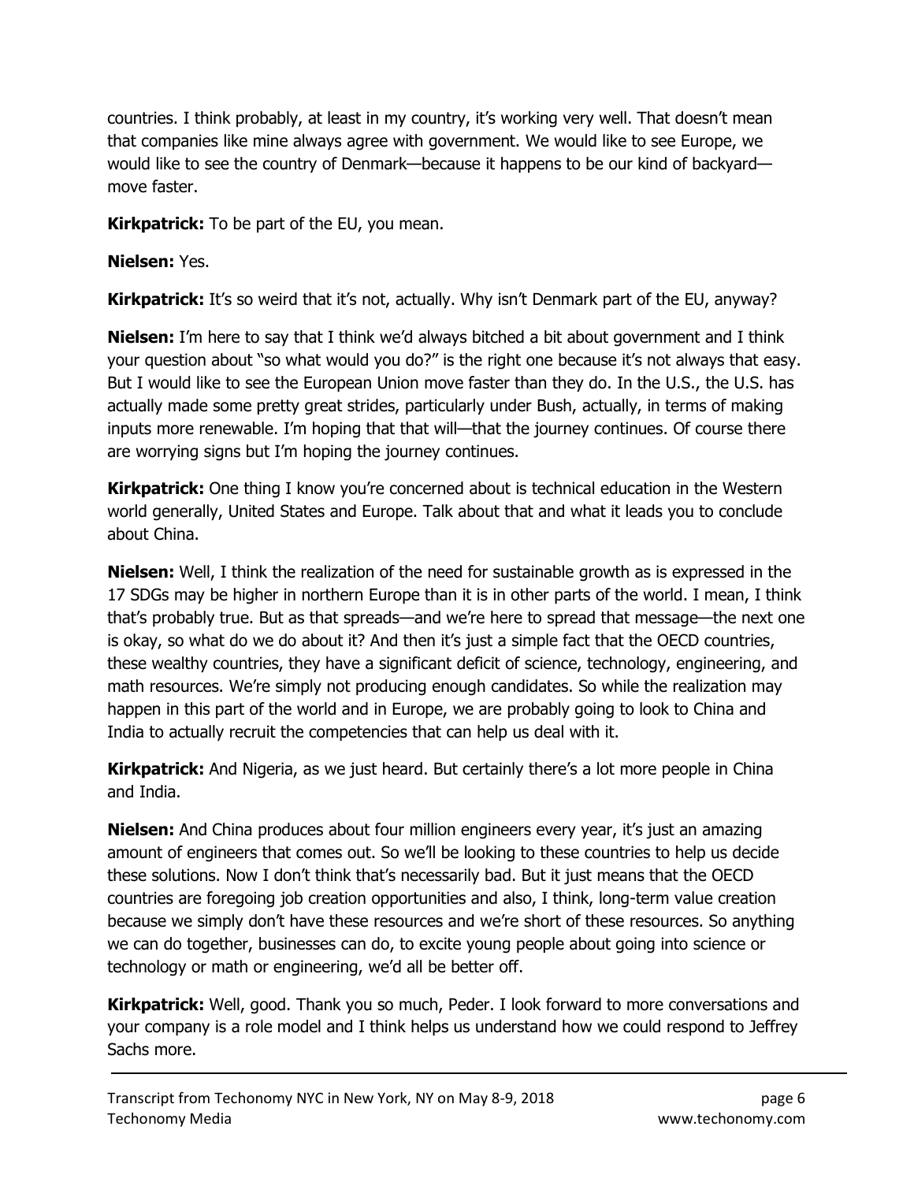countries. I think probably, at least in my country, it's working very well. That doesn't mean that companies like mine always agree with government. We would like to see Europe, we would like to see the country of Denmark—because it happens to be our kind of backyard—move faster.

**Kirkpatrick:** To be part of the EU, you mean.

**Nielsen:** Yes.

**Kirkpatrick:** It's so weird that it's not, actually. Why isn't Denmark part of the EU, anyway?

**Nielsen:** I'm here to say that I think we'd always bitched a bit about government and I think your question about "so what would you do?" is the right one because it's not always that easy. But I would like to see the European Union move faster than they do. In the U.S., the U.S. has actually made some pretty great strides, particularly under Bush, actually, in terms of making inputs more renewable. I'm hoping that that will—that the journey continues. Of course there are worrying signs but I'm hoping the journey continues.

**Kirkpatrick:** One thing I know you're concerned about is technical education in the Western world generally, United States and Europe. Talk about that and what it leads you to conclude about China.

**Nielsen:** Well, I think the realization of the need for sustainable growth as is expressed in the 17 SDGs may be higher in northern Europe than it is in other parts of the world. I mean, I think that's probably true. But as that spreads—and we're here to spread that message—the next one is okay, so what do we do about it? And then it's just a simple fact that the OECD countries, these wealthy countries, they have a significant deficit of science, technology, engineering, and math resources. We're simply not producing enough candidates. So while the realization may happen in this part of the world and in Europe, we are probably going to look to China and India to actually recruit the competencies that can help us deal with it.

**Kirkpatrick:** And Nigeria, as we just heard. But certainly there's a lot more people in China and India.

**Nielsen:** And China produces about four million engineers every year, it's just an amazing amount of engineers that comes out. So we'll be looking to these countries to help us decide these solutions. Now I don't think that's necessarily bad. But it just means that the OECD countries are foregoing job creation opportunities and also, I think, long-term value creation because we simply don't have these resources and we're short of these resources. So anything we can do together, businesses can do, to excite young people about going into science or technology or math or engineering, we'd all be better off.

**Kirkpatrick:** Well, good. Thank you so much, Peder. I look forward to more conversations and your company is a role model and I think helps us understand how we could respond to Jeffrey Sachs more.